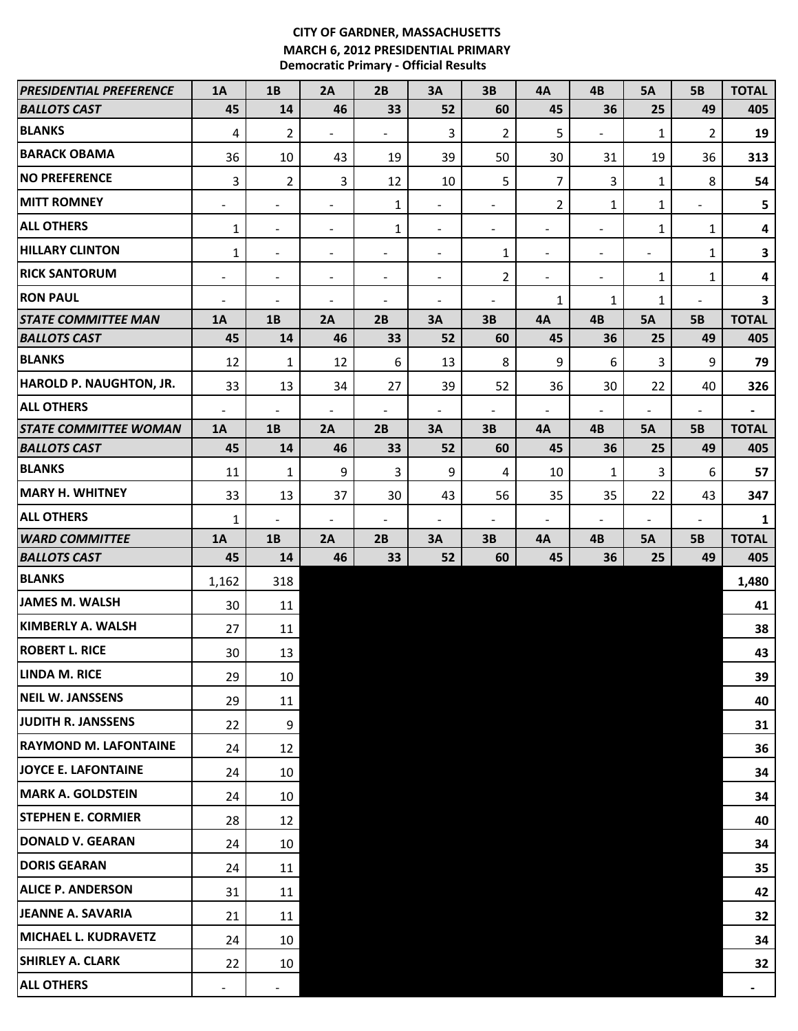**CITY OF GARDNER, MASSACHUSETTS**
**MARCH 6, 2012 PRESIDENTIAL PRIMARY**
**Democratic Primary - Official Results**

| PRESIDENTIAL PREFERENCE | 1A | 1B | 2A | 2B | 3A | 3B | 4A | 4B | 5A | 5B | TOTAL |
|---|---|---|---|---|---|---|---|---|---|---|---|
| BALLOTS CAST | 45 | 14 | 46 | 33 | 52 | 60 | 45 | 36 | 25 | 49 | 405 |
| BLANKS | 4 | 2 | - | - | 3 | 2 | 5 | - | 1 | 2 | 19 |
| BARACK OBAMA | 36 | 10 | 43 | 19 | 39 | 50 | 30 | 31 | 19 | 36 | 313 |
| NO PREFERENCE | 3 | 2 | 3 | 12 | 10 | 5 | 7 | 3 | 1 | 8 | 54 |
| MITT ROMNEY | - | - | - | 1 | - | - | 2 | 1 | 1 | - | 5 |
| ALL OTHERS | 1 | - | - | 1 | - | - | - | - | 1 | 1 | 4 |
| HILLARY CLINTON | 1 | - | - | - | - | 1 | - | - | - | 1 | 3 |
| RICK SANTORUM | - | - | - | - | - | 2 | - | - | 1 | 1 | 4 |
| RON PAUL | - | - | - | - | - | - | 1 | 1 | 1 | - | 3 |
| **STATE COMMITTEE MAN** | **1A** | **1B** | **2A** | **2B** | **3A** | **3B** | **4A** | **4B** | **5A** | **5B** | **TOTAL** |
| BALLOTS CAST | 45 | 14 | 46 | 33 | 52 | 60 | 45 | 36 | 25 | 49 | 405 |
| BLANKS | 12 | 1 | 12 | 6 | 13 | 8 | 9 | 6 | 3 | 9 | 79 |
| HAROLD P. NAUGHTON, JR. | 33 | 13 | 34 | 27 | 39 | 52 | 36 | 30 | 22 | 40 | 326 |
| ALL OTHERS | - | - | - | - | - | - | - | - | - | - | - |
| **STATE COMMITTEE WOMAN** | **1A** | **1B** | **2A** | **2B** | **3A** | **3B** | **4A** | **4B** | **5A** | **5B** | **TOTAL** |
| BALLOTS CAST | 45 | 14 | 46 | 33 | 52 | 60 | 45 | 36 | 25 | 49 | 405 |
| BLANKS | 11 | 1 | 9 | 3 | 9 | 4 | 10 | 1 | 3 | 6 | 57 |
| MARY H. WHITNEY | 33 | 13 | 37 | 30 | 43 | 56 | 35 | 35 | 22 | 43 | 347 |
| ALL OTHERS | 1 | - | - | - | - | - | - | - | - | - | 1 |
| **WARD COMMITTEE** | **1A** | **1B** | **2A** | **2B** | **3A** | **3B** | **4A** | **4B** | **5A** | **5B** | **TOTAL** |
| BALLOTS CAST | 45 | 14 | 46 | 33 | 52 | 60 | 45 | 36 | 25 | 49 | 405 |
| BLANKS | 1,162 | 318 | | | | | | | | | 1,480 |
| JAMES M. WALSH | 30 | 11 | | | | | | | | | 41 |
| KIMBERLY A. WALSH | 27 | 11 | | | | | | | | | 38 |
| ROBERT L. RICE | 30 | 13 | | | | | | | | | 43 |
| LINDA M. RICE | 29 | 10 | | | | | | | | | 39 |
| NEIL W. JANSSENS | 29 | 11 | | | | | | | | | 40 |
| JUDITH R. JANSSENS | 22 | 9 | | | | | | | | | 31 |
| RAYMOND M. LAFONTAINE | 24 | 12 | | | | | | | | | 36 |
| JOYCE E. LAFONTAINE | 24 | 10 | | | | | | | | | 34 |
| MARK A. GOLDSTEIN | 24 | 10 | | | | | | | | | 34 |
| STEPHEN E. CORMIER | 28 | 12 | | | | | | | | | 40 |
| DONALD V. GEARAN | 24 | 10 | | | | | | | | | 34 |
| DORIS GEARAN | 24 | 11 | | | | | | | | | 35 |
| ALICE P. ANDERSON | 31 | 11 | | | | | | | | | 42 |
| JEANNE A. SAVARIA | 21 | 11 | | | | | | | | | 32 |
| MICHAEL L. KUDRAVETZ | 24 | 10 | | | | | | | | | 34 |
| SHIRLEY A. CLARK | 22 | 10 | | | | | | | | | 32 |
| ALL OTHERS | - | - | | | | | | | | | - |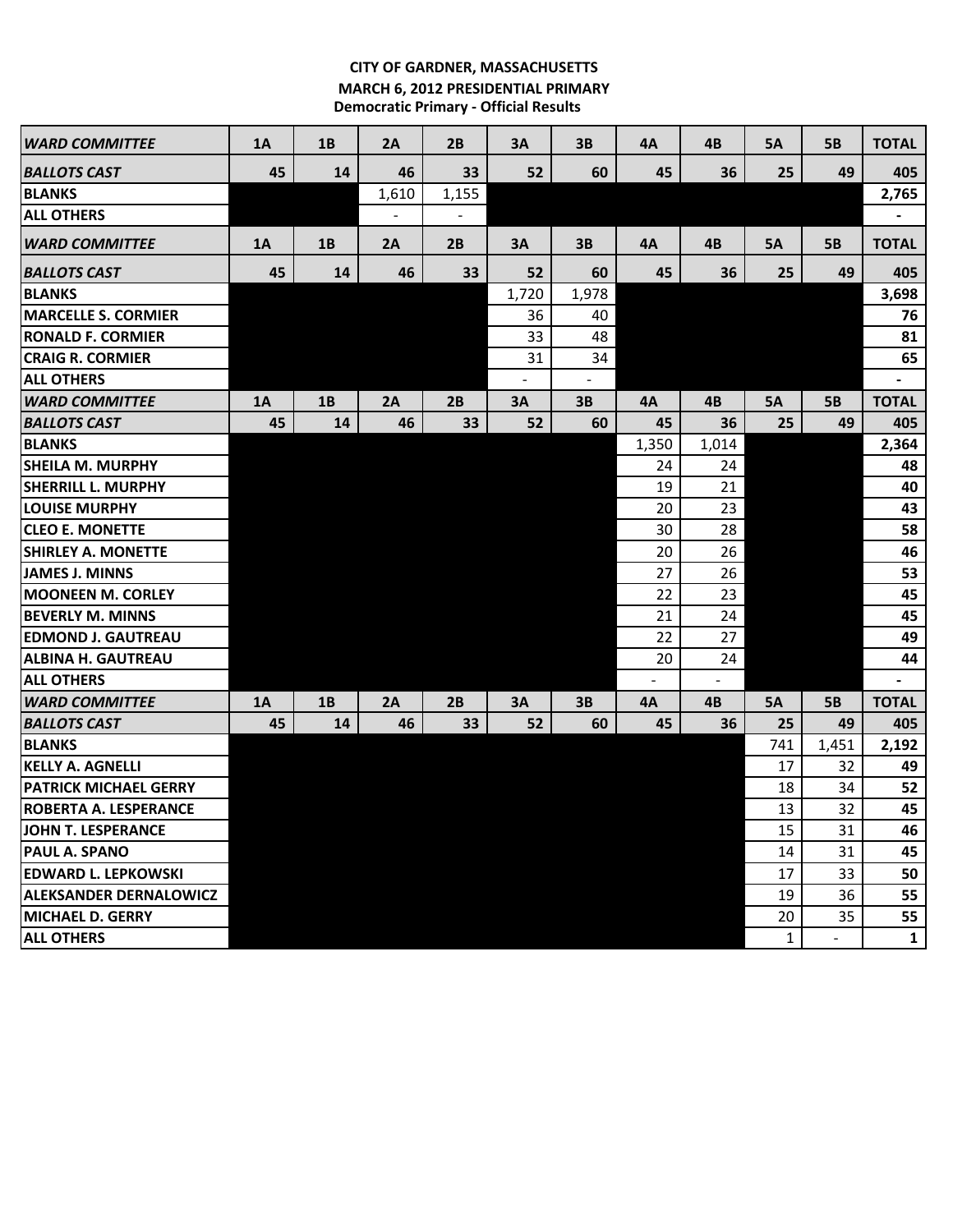**CITY OF GARDNER, MASSACHUSETTS**
**MARCH 6, 2012 PRESIDENTIAL PRIMARY**
**Democratic Primary - Official Results**

| *WARD COMMITTEE* | 1A | 1B | 2A | 2B | 3A | 3B | 4A | 4B | 5A | 5B | TOTAL |
|---|---|---|---|---|---|---|---|---|---|---|---|
| *BALLOTS CAST* | 45 | 14 | 46 | 33 | 52 | 60 | 45 | 36 | 25 | 49 | 405 |
| **BLANKS** | | | 1,610 | 1,155 | | | | | | | 2,765 |
| **ALL OTHERS** | | | - | - | | | | | | | - |

| *WARD COMMITTEE* | 1A | 1B | 2A | 2B | 3A | 3B | 4A | 4B | 5A | 5B | TOTAL |
|---|---|---|---|---|---|---|---|---|---|---|---|
| *BALLOTS CAST* | 45 | 14 | 46 | 33 | 52 | 60 | 45 | 36 | 25 | 49 | 405 |
| **BLANKS** | | | | | 1,720 | 1,978 | | | | | 3,698 |
| **MARCELLE S. CORMIER** | | | | | 36 | 40 | | | | | 76 |
| **RONALD F. CORMIER** | | | | | 33 | 48 | | | | | 81 |
| **CRAIG R. CORMIER** | | | | | 31 | 34 | | | | | 65 |
| **ALL OTHERS** | | | | | - | - | | | | | - |

| *WARD COMMITTEE* | 1A | 1B | 2A | 2B | 3A | 3B | 4A | 4B | 5A | 5B | TOTAL |
|---|---|---|---|---|---|---|---|---|---|---|---|
| *BALLOTS CAST* | 45 | 14 | 46 | 33 | 52 | 60 | 45 | 36 | 25 | 49 | 405 |
| **BLANKS** | | | | | | | 1,350 | 1,014 | | | 2,364 |
| **SHEILA M. MURPHY** | | | | | | | 24 | 24 | | | 48 |
| **SHERRILL L. MURPHY** | | | | | | | 19 | 21 | | | 40 |
| **LOUISE MURPHY** | | | | | | | 20 | 23 | | | 43 |
| **CLEO E. MONETTE** | | | | | | | 30 | 28 | | | 58 |
| **SHIRLEY A. MONETTE** | | | | | | | 20 | 26 | | | 46 |
| **JAMES J. MINNS** | | | | | | | 27 | 26 | | | 53 |
| **MOONEEN M. CORLEY** | | | | | | | 22 | 23 | | | 45 |
| **BEVERLY M. MINNS** | | | | | | | 21 | 24 | | | 45 |
| **EDMOND J. GAUTREAU** | | | | | | | 22 | 27 | | | 49 |
| **ALBINA H. GAUTREAU** | | | | | | | 20 | 24 | | | 44 |
| **ALL OTHERS** | | | | | | | - | - | | | - |

| *WARD COMMITTEE* | 1A | 1B | 2A | 2B | 3A | 3B | 4A | 4B | 5A | 5B | TOTAL |
|---|---|---|---|---|---|---|---|---|---|---|---|
| *BALLOTS CAST* | 45 | 14 | 46 | 33 | 52 | 60 | 45 | 36 | 25 | 49 | 405 |
| **BLANKS** | | | | | | | | | 741 | 1,451 | 2,192 |
| **KELLY A. AGNELLI** | | | | | | | | | 17 | 32 | 49 |
| **PATRICK MICHAEL GERRY** | | | | | | | | | 18 | 34 | 52 |
| **ROBERTA A. LESPERANCE** | | | | | | | | | 13 | 32 | 45 |
| **JOHN T. LESPERANCE** | | | | | | | | | 15 | 31 | 46 |
| **PAUL A. SPANO** | | | | | | | | | 14 | 31 | 45 |
| **EDWARD L. LEPKOWSKI** | | | | | | | | | 17 | 33 | 50 |
| **ALEKSANDER DERNALOWICZ** | | | | | | | | | 19 | 36 | 55 |
| **MICHAEL D. GERRY** | | | | | | | | | 20 | 35 | 55 |
| **ALL OTHERS** | | | | | | | | | 1 | - | 1 |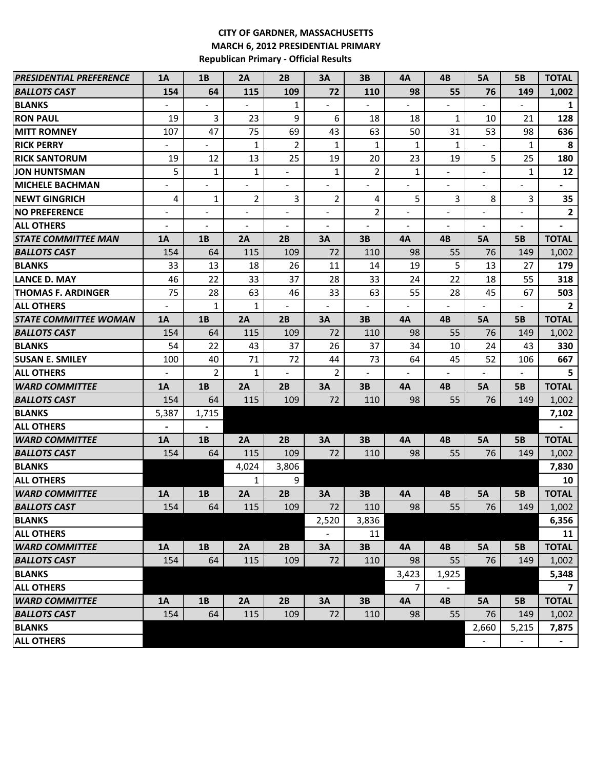**CITY OF GARDNER, MASSACHUSETTS**
**MARCH 6, 2012 PRESIDENTIAL PRIMARY**
**Republican Primary - Official Results**

| *PRESIDENTIAL PREFERENCE* | 1A | 1B | 2A | 2B | 3A | 3B | 4A | 4B | 5A | 5B | TOTAL |
|---|---|---|---|---|---|---|---|---|---|---|---|
| ***BALLOTS CAST*** | **154** | **64** | **115** | **109** | **72** | **110** | **98** | **55** | **76** | **149** | **1,002** |
| **BLANKS** | - | - | - | 1 | - | - | - | - | - | - | **1** |
| **RON PAUL** | 19 | 3 | 23 | 9 | 6 | 18 | 18 | 1 | 10 | 21 | **128** |
| **MITT ROMNEY** | 107 | 47 | 75 | 69 | 43 | 63 | 50 | 31 | 53 | 98 | **636** |
| **RICK PERRY** | - | - | 1 | 2 | 1 | 1 | 1 | 1 | - | 1 | **8** |
| **RICK SANTORUM** | 19 | 12 | 13 | 25 | 19 | 20 | 23 | 19 | 5 | 25 | **180** |
| **JON HUNTSMAN** | 5 | 1 | 1 | - | 1 | 2 | 1 | - | - | 1 | **12** |
| **MICHELE BACHMAN** | - | - | - | - | - | - | - | - | - | - | **-** |
| **NEWT GINGRICH** | 4 | 1 | 2 | 3 | 2 | 4 | 5 | 3 | 8 | 3 | **35** |
| **NO PREFERENCE** | - | - | - | - | - | 2 | - | - | - | - | **2** |
| **ALL OTHERS** | - | - | - | - | - | - | - | - | - | - | **-** |
| ***STATE COMMITTEE MAN*** | **1A** | **1B** | **2A** | **2B** | **3A** | **3B** | **4A** | **4B** | **5A** | **5B** | **TOTAL** |
| ***BALLOTS CAST*** | 154 | 64 | 115 | 109 | 72 | 110 | 98 | 55 | 76 | 149 | 1,002 |
| **BLANKS** | 33 | 13 | 18 | 26 | 11 | 14 | 19 | 5 | 13 | 27 | **179** |
| **LANCE D. MAY** | 46 | 22 | 33 | 37 | 28 | 33 | 24 | 22 | 18 | 55 | **318** |
| **THOMAS F. ARDINGER** | 75 | 28 | 63 | 46 | 33 | 63 | 55 | 28 | 45 | 67 | **503** |
| **ALL OTHERS** | - | 1 | 1 | - | - | - | - | - | - | - | **2** |
| ***STATE COMMITTEE WOMAN*** | **1A** | **1B** | **2A** | **2B** | **3A** | **3B** | **4A** | **4B** | **5A** | **5B** | **TOTAL** |
| ***BALLOTS CAST*** | 154 | 64 | 115 | 109 | 72 | 110 | 98 | 55 | 76 | 149 | 1,002 |
| **BLANKS** | 54 | 22 | 43 | 37 | 26 | 37 | 34 | 10 | 24 | 43 | **330** |
| **SUSAN E. SMILEY** | 100 | 40 | 71 | 72 | 44 | 73 | 64 | 45 | 52 | 106 | **667** |
| **ALL OTHERS** | - | 2 | 1 | - | 2 | - | - | - | - | - | **5** |
| ***WARD COMMITTEE*** | **1A** | **1B** | **2A** | **2B** | **3A** | **3B** | **4A** | **4B** | **5A** | **5B** | **TOTAL** |
| ***BALLOTS CAST*** | 154 | 64 | 115 | 109 | 72 | 110 | 98 | 55 | 76 | 149 | 1,002 |
| **BLANKS** | 5,387 | 1,715 | | | | | | | | | **7,102** |
| **ALL OTHERS** | - | - | | | | | | | | | **-** |
| ***WARD COMMITTEE*** | **1A** | **1B** | **2A** | **2B** | **3A** | **3B** | **4A** | **4B** | **5A** | **5B** | **TOTAL** |
| ***BALLOTS CAST*** | 154 | 64 | 115 | 109 | 72 | 110 | 98 | 55 | 76 | 149 | 1,002 |
| **BLANKS** | | | 4,024 | 3,806 | | | | | | | **7,830** |
| **ALL OTHERS** | | | 1 | 9 | | | | | | | **10** |
| ***WARD COMMITTEE*** | **1A** | **1B** | **2A** | **2B** | **3A** | **3B** | **4A** | **4B** | **5A** | **5B** | **TOTAL** |
| ***BALLOTS CAST*** | 154 | 64 | 115 | 109 | 72 | 110 | 98 | 55 | 76 | 149 | 1,002 |
| **BLANKS** | | | | | 2,520 | 3,836 | | | | | **6,356** |
| **ALL OTHERS** | | | | | - | 11 | | | | | **11** |
| ***WARD COMMITTEE*** | **1A** | **1B** | **2A** | **2B** | **3A** | **3B** | **4A** | **4B** | **5A** | **5B** | **TOTAL** |
| ***BALLOTS CAST*** | 154 | 64 | 115 | 109 | 72 | 110 | 98 | 55 | 76 | 149 | 1,002 |
| **BLANKS** | | | | | | | 3,423 | 1,925 | | | **5,348** |
| **ALL OTHERS** | | | | | | | 7 | - | | | **7** |
| ***WARD COMMITTEE*** | **1A** | **1B** | **2A** | **2B** | **3A** | **3B** | **4A** | **4B** | **5A** | **5B** | **TOTAL** |
| ***BALLOTS CAST*** | 154 | 64 | 115 | 109 | 72 | 110 | 98 | 55 | 76 | 149 | 1,002 |
| **BLANKS** | | | | | | | | | 2,660 | 5,215 | **7,875** |
| **ALL OTHERS** | | | | | | | | | - | - | **-** |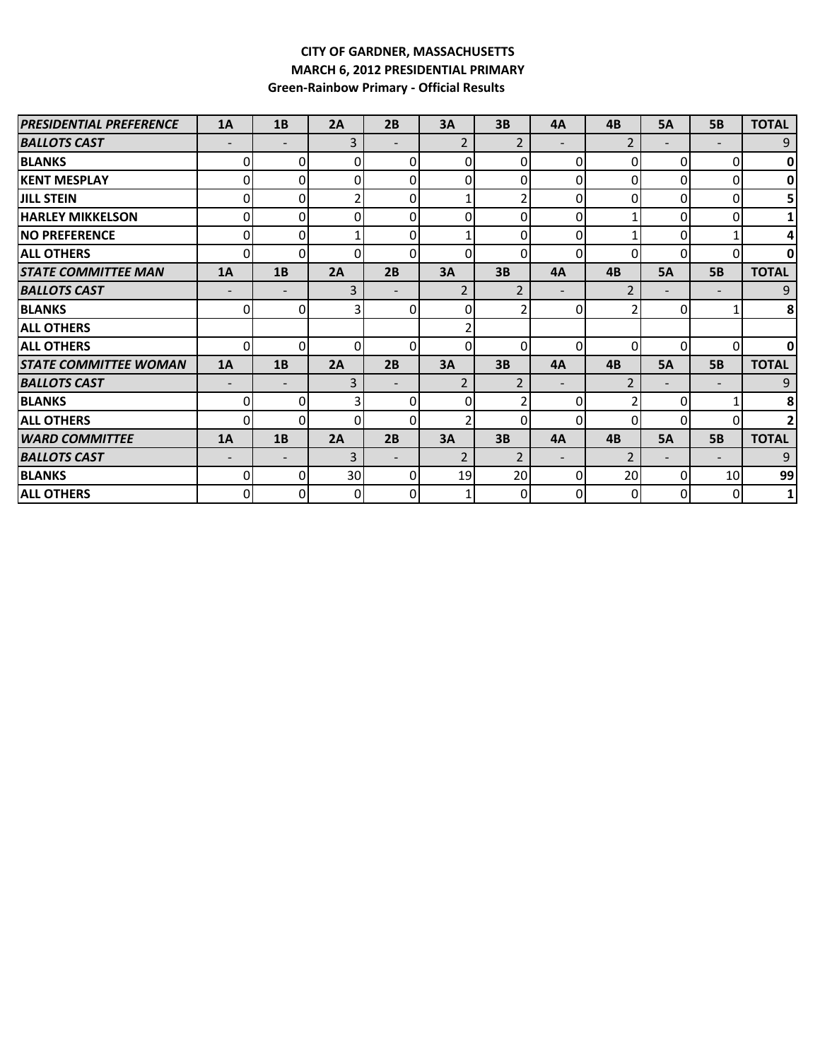**CITY OF GARDNER, MASSACHUSETTS**
**MARCH 6, 2012 PRESIDENTIAL PRIMARY**
**Green-Rainbow Primary - Official Results**

| ***PRESIDENTIAL PREFERENCE*** | **1A** | **1B** | **2A** | **2B** | **3A** | **3B** | **4A** | **4B** | **5A** | **5B** | **TOTAL** |
|---|---|---|---|---|---|---|---|---|---|---|---|
| ***BALLOTS CAST*** | - | - | 3 | - | 2 | 2 | - | 2 | - | - | 9 |
| **BLANKS** | 0 | 0 | 0 | 0 | 0 | 0 | 0 | 0 | 0 | 0 | **0** |
| **KENT MESPLAY** | 0 | 0 | 0 | 0 | 0 | 0 | 0 | 0 | 0 | 0 | **0** |
| **JILL STEIN** | 0 | 0 | 2 | 0 | 1 | 2 | 0 | 0 | 0 | 0 | **5** |
| **HARLEY MIKKELSON** | 0 | 0 | 0 | 0 | 0 | 0 | 0 | 1 | 0 | 0 | **1** |
| **NO PREFERENCE** | 0 | 0 | 1 | 0 | 1 | 0 | 0 | 1 | 0 | 1 | **4** |
| **ALL OTHERS** | 0 | 0 | 0 | 0 | 0 | 0 | 0 | 0 | 0 | 0 | **0** |
| ***STATE COMMITTEE MAN*** | **1A** | **1B** | **2A** | **2B** | **3A** | **3B** | **4A** | **4B** | **5A** | **5B** | **TOTAL** |
| ***BALLOTS CAST*** | - | - | 3 | - | 2 | 2 | - | 2 | - | - | 9 |
| **BLANKS** | 0 | 0 | 3 | 0 | 0 | 2 | 0 | 2 | 0 | 1 | **8** |
| **ALL OTHERS** | | | | | 2 | | | | | | |
| **ALL OTHERS** | 0 | 0 | 0 | 0 | 0 | 0 | 0 | 0 | 0 | 0 | **0** |
| ***STATE COMMITTEE WOMAN*** | **1A** | **1B** | **2A** | **2B** | **3A** | **3B** | **4A** | **4B** | **5A** | **5B** | **TOTAL** |
| ***BALLOTS CAST*** | - | - | 3 | - | 2 | 2 | - | 2 | - | - | 9 |
| **BLANKS** | 0 | 0 | 3 | 0 | 0 | 2 | 0 | 2 | 0 | 1 | **8** |
| **ALL OTHERS** | 0 | 0 | 0 | 0 | 2 | 0 | 0 | 0 | 0 | 0 | **2** |
| ***WARD COMMITTEE*** | **1A** | **1B** | **2A** | **2B** | **3A** | **3B** | **4A** | **4B** | **5A** | **5B** | **TOTAL** |
| ***BALLOTS CAST*** | - | - | 3 | - | 2 | 2 | - | 2 | - | - | 9 |
| **BLANKS** | 0 | 0 | 30 | 0 | 19 | 20 | 0 | 20 | 0 | 10 | **99** |
| **ALL OTHERS** | 0 | 0 | 0 | 0 | 1 | 0 | 0 | 0 | 0 | 0 | **1** |